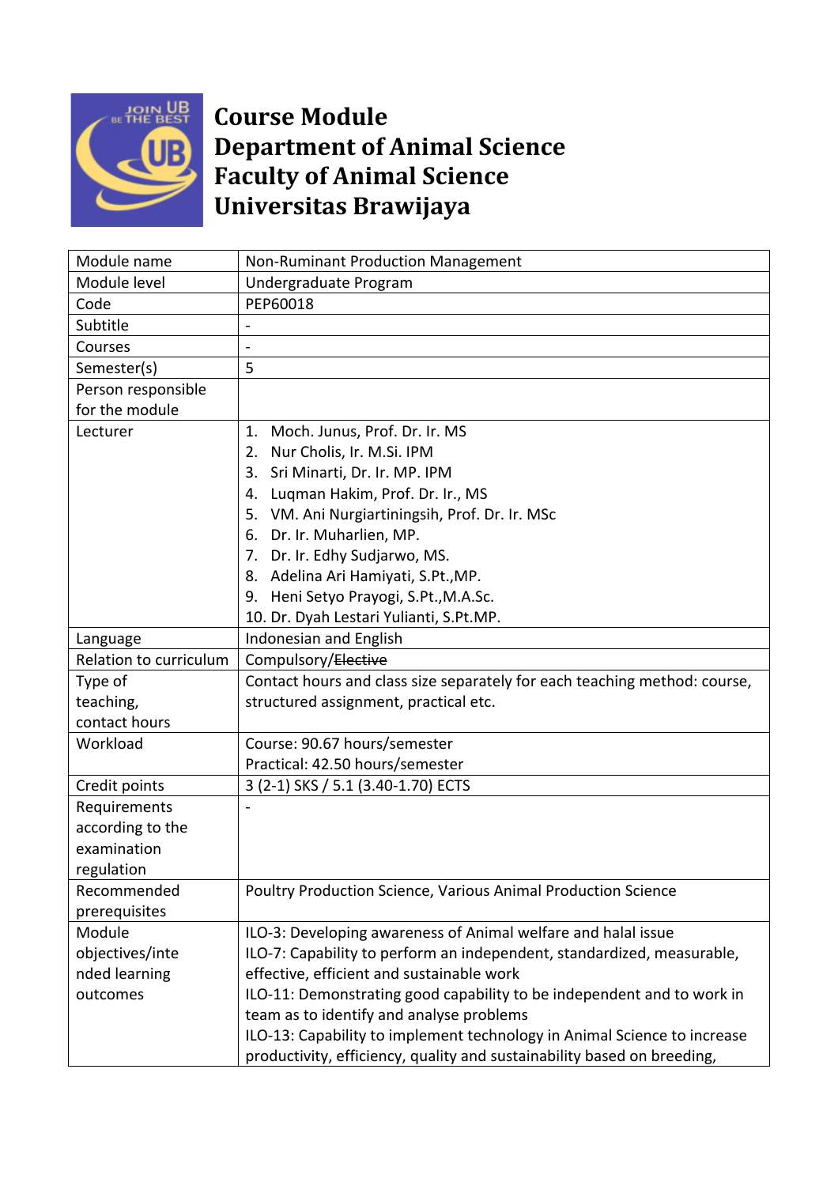# Course Module
# Department of Animal Science
# Faculty of Animal Science
# Universitas Brawijaya

| | |
|---|---|
| Module name | Non-Ruminant Production Management |
| Module level | Undergraduate Program |
| Code | PEP60018 |
| Subtitle | - |
| Courses | - |
| Semester(s) | 5 |
| Person responsible for the module | |
| Lecturer | 1. Moch. Junus, Prof. Dr. Ir. MS<br>2. Nur Cholis, Ir. M.Si. IPM<br>3. Sri Minarti, Dr. Ir. MP. IPM<br>4. Luqman Hakim, Prof. Dr. Ir., MS<br>5. VM. Ani Nurgiartiningsih, Prof. Dr. Ir. MSc<br>6. Dr. Ir. Muharlien, MP.<br>7. Dr. Ir. Edhy Sudjarwo, MS.<br>8. Adelina Ari Hamiyati, S.Pt.,MP.<br>9. Heni Setyo Prayogi, S.Pt.,M.A.Sc.<br>10. Dr. Dyah Lestari Yulianti, S.Pt.MP. |
| Language | Indonesian and English |
| Relation to curriculum | Compulsory/~~Elective~~ |
| Type of teaching, contact hours | Contact hours and class size separately for each teaching method: course, structured assignment, practical etc. |
| Workload | Course: 90.67 hours/semester<br>Practical: 42.50 hours/semester |
| Credit points | 3 (2-1) SKS / 5.1 (3.40-1.70) ECTS |
| Requirements according to the examination regulation | - |
| Recommended prerequisites | Poultry Production Science, Various Animal Production Science |
| Module objectives/intended learning outcomes | ILO-3: Developing awareness of Animal welfare and halal issue<br>ILO-7: Capability to perform an independent, standardized, measurable, effective, efficient and sustainable work<br>ILO-11: Demonstrating good capability to be independent and to work in team as to identify and analyse problems<br>ILO-13: Capability to implement technology in Animal Science to increase productivity, efficiency, quality and sustainability based on breeding, |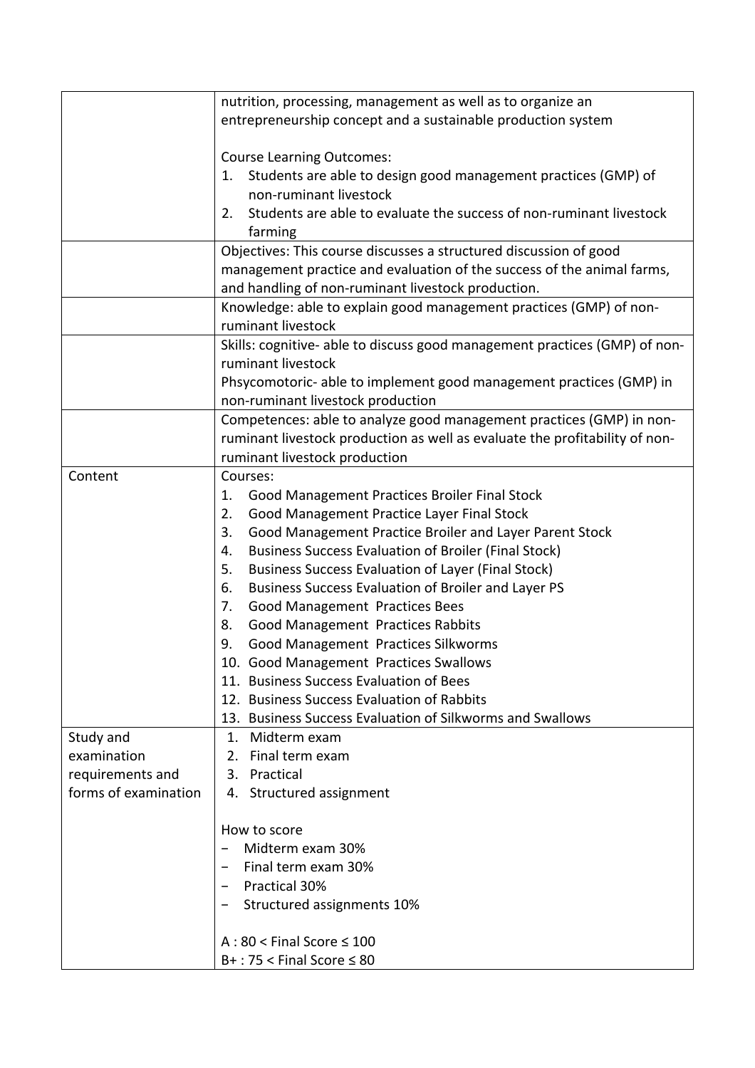| | |
|---|---|
| | nutrition, processing, management as well as to organize an entrepreneurship concept and a sustainable production system<br><br>Course Learning Outcomes:<br>1. Students are able to design good management practices (GMP) of non-ruminant livestock<br>2. Students are able to evaluate the success of non-ruminant livestock farming |
| | Objectives: This course discusses a structured discussion of good management practice and evaluation of the success of the animal farms, and handling of non-ruminant livestock production. |
| | Knowledge: able to explain good management practices (GMP) of non-ruminant livestock |
| | Skills: cognitive- able to discuss good management practices (GMP) of non-ruminant livestock<br>Phsycomotoric- able to implement good management practices (GMP) in non-ruminant livestock production |
| | Competences: able to analyze good management practices (GMP) in non-ruminant livestock production as well as evaluate the profitability of non-ruminant livestock production |
| Content | Courses:<br>1. Good Management Practices Broiler Final Stock<br>2. Good Management Practice Layer Final Stock<br>3. Good Management Practice Broiler and Layer Parent Stock<br>4. Business Success Evaluation of Broiler (Final Stock)<br>5. Business Success Evaluation of Layer (Final Stock)<br>6. Business Success Evaluation of Broiler and Layer PS<br>7. Good Management Practices Bees<br>8. Good Management Practices Rabbits<br>9. Good Management Practices Silkworms<br>10. Good Management Practices Swallows<br>11. Business Success Evaluation of Bees<br>12. Business Success Evaluation of Rabbits<br>13. Business Success Evaluation of Silkworms and Swallows |
| Study and examination requirements and forms of examination | 1. Midterm exam<br>2. Final term exam<br>3. Practical<br>4. Structured assignment<br><br>How to score<br>- Midterm exam 30%<br>- Final term exam 30%<br>- Practical 30%<br>- Structured assignments 10%<br><br>A : 80 < Final Score ≤ 100<br>B+ : 75 < Final Score ≤ 80 |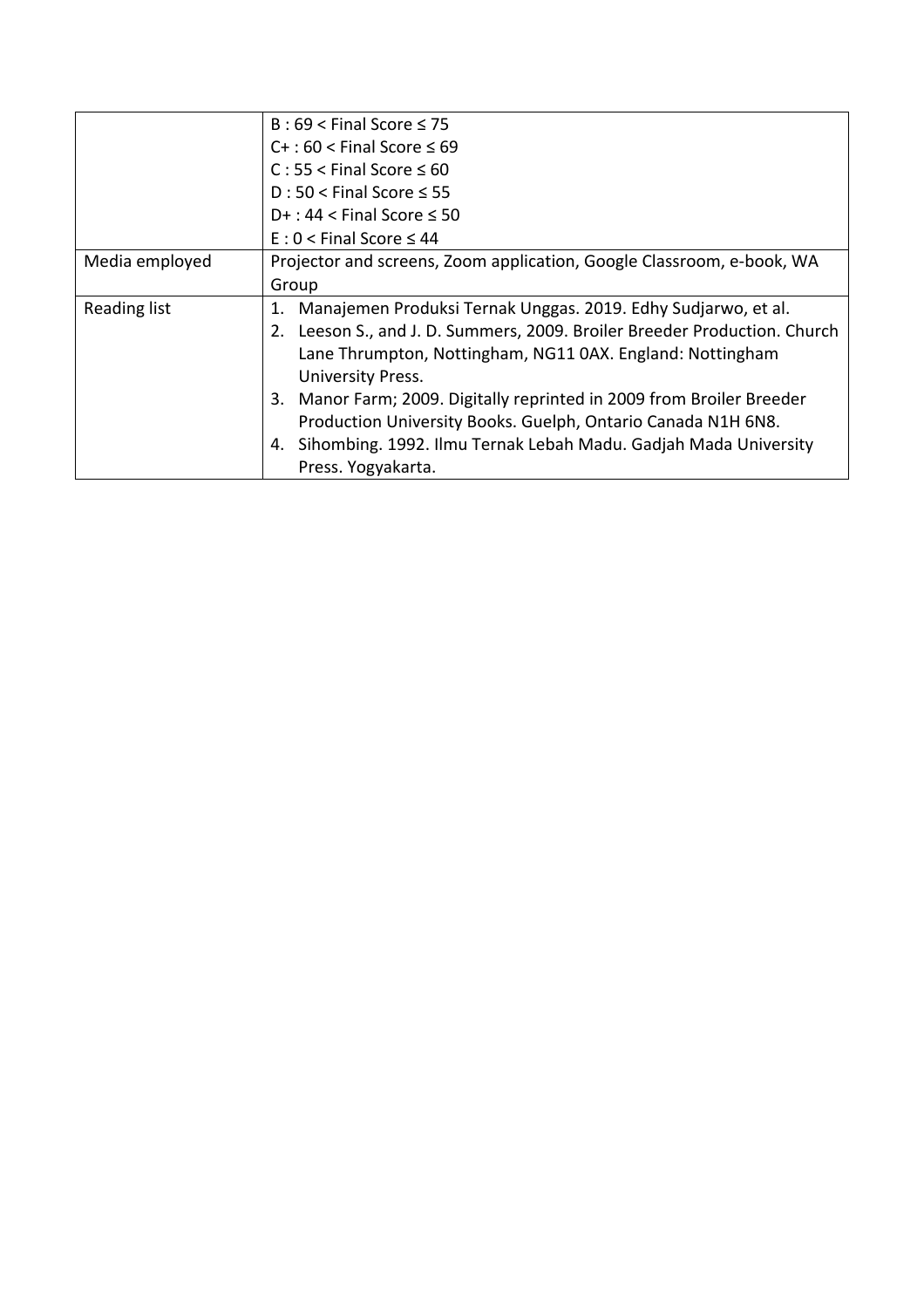| | |
|---|---|
| | B : 69 < Final Score ≤ 75<br>C+ : 60 < Final Score ≤ 69<br>C : 55 < Final Score ≤ 60<br>D : 50 < Final Score ≤ 55<br>D+ : 44 < Final Score ≤ 50<br>E : 0 < Final Score ≤ 44 |
| Media employed | Projector and screens, Zoom application, Google Classroom, e-book, WA Group |
| Reading list | 1. Manajemen Produksi Ternak Unggas. 2019. Edhy Sudjarwo, et al.<br>2. Leeson S., and J. D. Summers, 2009. Broiler Breeder Production. Church Lane Thrumpton, Nottingham, NG11 0AX. England: Nottingham University Press.<br>3. Manor Farm; 2009. Digitally reprinted in 2009 from Broiler Breeder Production University Books. Guelph, Ontario Canada N1H 6N8.<br>4. Sihombing. 1992. Ilmu Ternak Lebah Madu. Gadjah Mada University Press. Yogyakarta. |